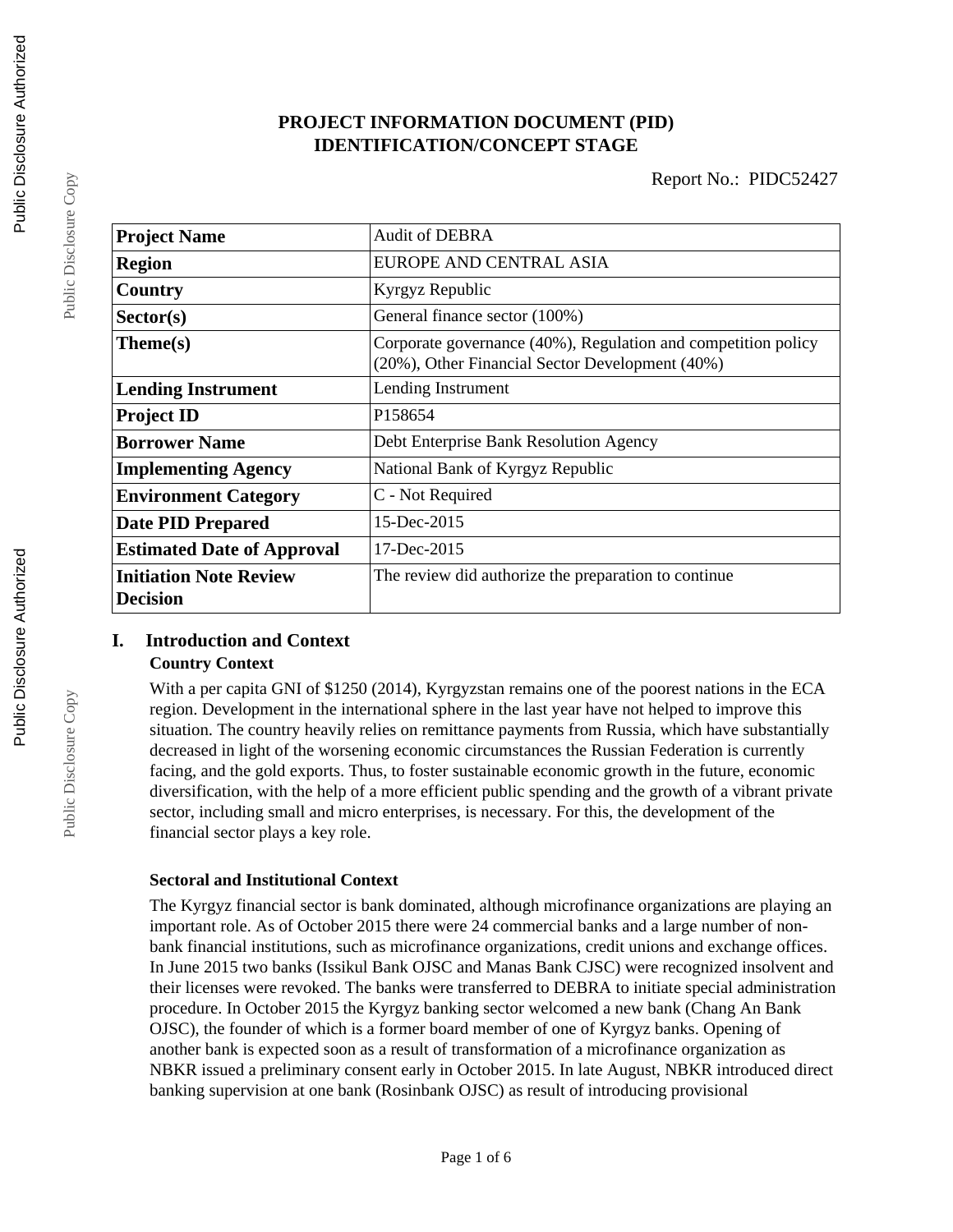# PROJECT INFORMATION DOCUMENT (PID)
## IDENTIFICATION/CONCEPT STAGE

Report No.: PIDC52427

| | |
|---|---|
| **Project Name** | Audit of DEBRA |
| **Region** | EUROPE AND CENTRAL ASIA |
| **Country** | Kyrgyz Republic |
| **Sector(s)** | General finance sector (100%) |
| **Theme(s)** | Corporate governance (40%), Regulation and competition policy (20%), Other Financial Sector Development (40%) |
| **Lending Instrument** | Lending Instrument |
| **Project ID** | P158654 |
| **Borrower Name** | Debt Enterprise Bank Resolution Agency |
| **Implementing Agency** | National Bank of Kyrgyz Republic |
| **Environment Category** | C - Not Required |
| **Date PID Prepared** | 15-Dec-2015 |
| **Estimated Date of Approval** | 17-Dec-2015 |
| **Initiation Note Review Decision** | The review did authorize the preparation to continue |

## I. Introduction and Context

### Country Context

With a per capita GNI of $1250 (2014), Kyrgyzstan remains one of the poorest nations in the ECA region. Development in the international sphere in the last year have not helped to improve this situation. The country heavily relies on remittance payments from Russia, which have substantially decreased in light of the worsening economic circumstances the Russian Federation is currently facing, and the gold exports. Thus, to foster sustainable economic growth in the future, economic diversification, with the help of a more efficient public spending and the growth of a vibrant private sector, including small and micro enterprises, is necessary. For this, the development of the financial sector plays a key role.

### Sectoral and Institutional Context

The Kyrgyz financial sector is bank dominated, although microfinance organizations are playing an important role. As of October 2015 there were 24 commercial banks and a large number of non-bank financial institutions, such as microfinance organizations, credit unions and exchange offices. In June 2015 two banks (Issikul Bank OJSC and Manas Bank CJSC) were recognized insolvent and their licenses were revoked. The banks were transferred to DEBRA to initiate special administration procedure. In October 2015 the Kyrgyz banking sector welcomed a new bank (Chang An Bank OJSC), the founder of which is a former board member of one of Kyrgyz banks. Opening of another bank is expected soon as a result of transformation of a microfinance organization as NBKR issued a preliminary consent early in October 2015. In late August, NBKR introduced direct banking supervision at one bank (Rosinbank OJSC) as result of introducing provisional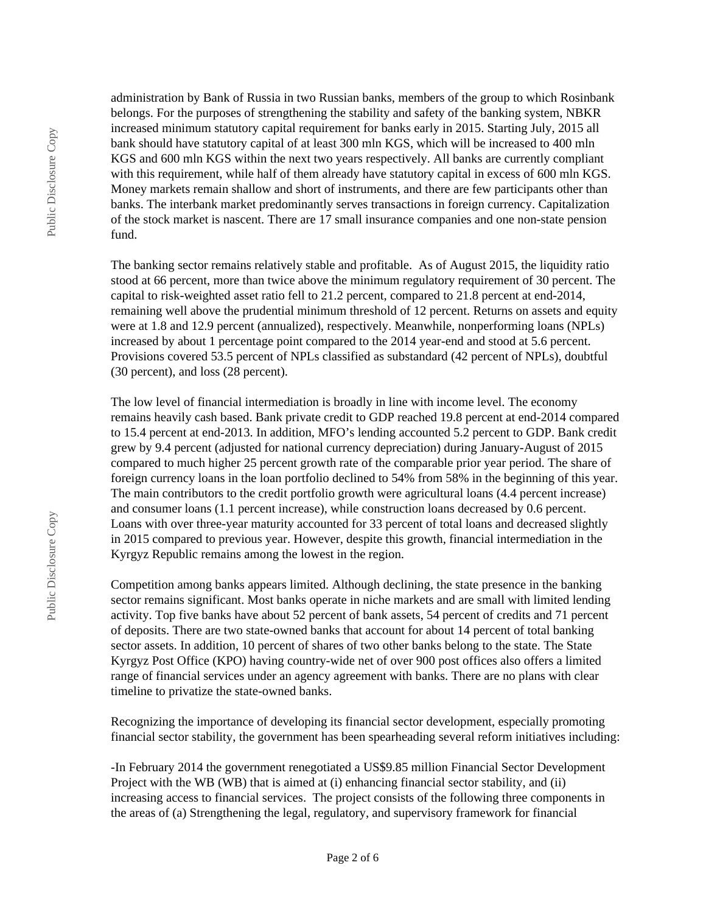administration by Bank of Russia in two Russian banks, members of the group to which Rosinbank belongs. For the purposes of strengthening the stability and safety of the banking system, NBKR increased minimum statutory capital requirement for banks early in 2015. Starting July, 2015 all bank should have statutory capital of at least 300 mln KGS, which will be increased to 400 mln KGS and 600 mln KGS within the next two years respectively. All banks are currently compliant with this requirement, while half of them already have statutory capital in excess of 600 mln KGS. Money markets remain shallow and short of instruments, and there are few participants other than banks. The interbank market predominantly serves transactions in foreign currency. Capitalization of the stock market is nascent. There are 17 small insurance companies and one non-state pension fund.

The banking sector remains relatively stable and profitable. As of August 2015, the liquidity ratio stood at 66 percent, more than twice above the minimum regulatory requirement of 30 percent. The capital to risk-weighted asset ratio fell to 21.2 percent, compared to 21.8 percent at end-2014, remaining well above the prudential minimum threshold of 12 percent. Returns on assets and equity were at 1.8 and 12.9 percent (annualized), respectively. Meanwhile, nonperforming loans (NPLs) increased by about 1 percentage point compared to the 2014 year-end and stood at 5.6 percent. Provisions covered 53.5 percent of NPLs classified as substandard (42 percent of NPLs), doubtful (30 percent), and loss (28 percent).

The low level of financial intermediation is broadly in line with income level. The economy remains heavily cash based. Bank private credit to GDP reached 19.8 percent at end-2014 compared to 15.4 percent at end-2013. In addition, MFO's lending accounted 5.2 percent to GDP. Bank credit grew by 9.4 percent (adjusted for national currency depreciation) during January-August of 2015 compared to much higher 25 percent growth rate of the comparable prior year period. The share of foreign currency loans in the loan portfolio declined to 54% from 58% in the beginning of this year. The main contributors to the credit portfolio growth were agricultural loans (4.4 percent increase) and consumer loans (1.1 percent increase), while construction loans decreased by 0.6 percent. Loans with over three-year maturity accounted for 33 percent of total loans and decreased slightly in 2015 compared to previous year. However, despite this growth, financial intermediation in the Kyrgyz Republic remains among the lowest in the region.

Competition among banks appears limited. Although declining, the state presence in the banking sector remains significant. Most banks operate in niche markets and are small with limited lending activity. Top five banks have about 52 percent of bank assets, 54 percent of credits and 71 percent of deposits. There are two state-owned banks that account for about 14 percent of total banking sector assets. In addition, 10 percent of shares of two other banks belong to the state. The State Kyrgyz Post Office (KPO) having country-wide net of over 900 post offices also offers a limited range of financial services under an agency agreement with banks. There are no plans with clear timeline to privatize the state-owned banks.

Recognizing the importance of developing its financial sector development, especially promoting financial sector stability, the government has been spearheading several reform initiatives including:

-In February 2014 the government renegotiated a US$9.85 million Financial Sector Development Project with the WB (WB) that is aimed at (i) enhancing financial sector stability, and (ii) increasing access to financial services. The project consists of the following three components in the areas of (a) Strengthening the legal, regulatory, and supervisory framework for financial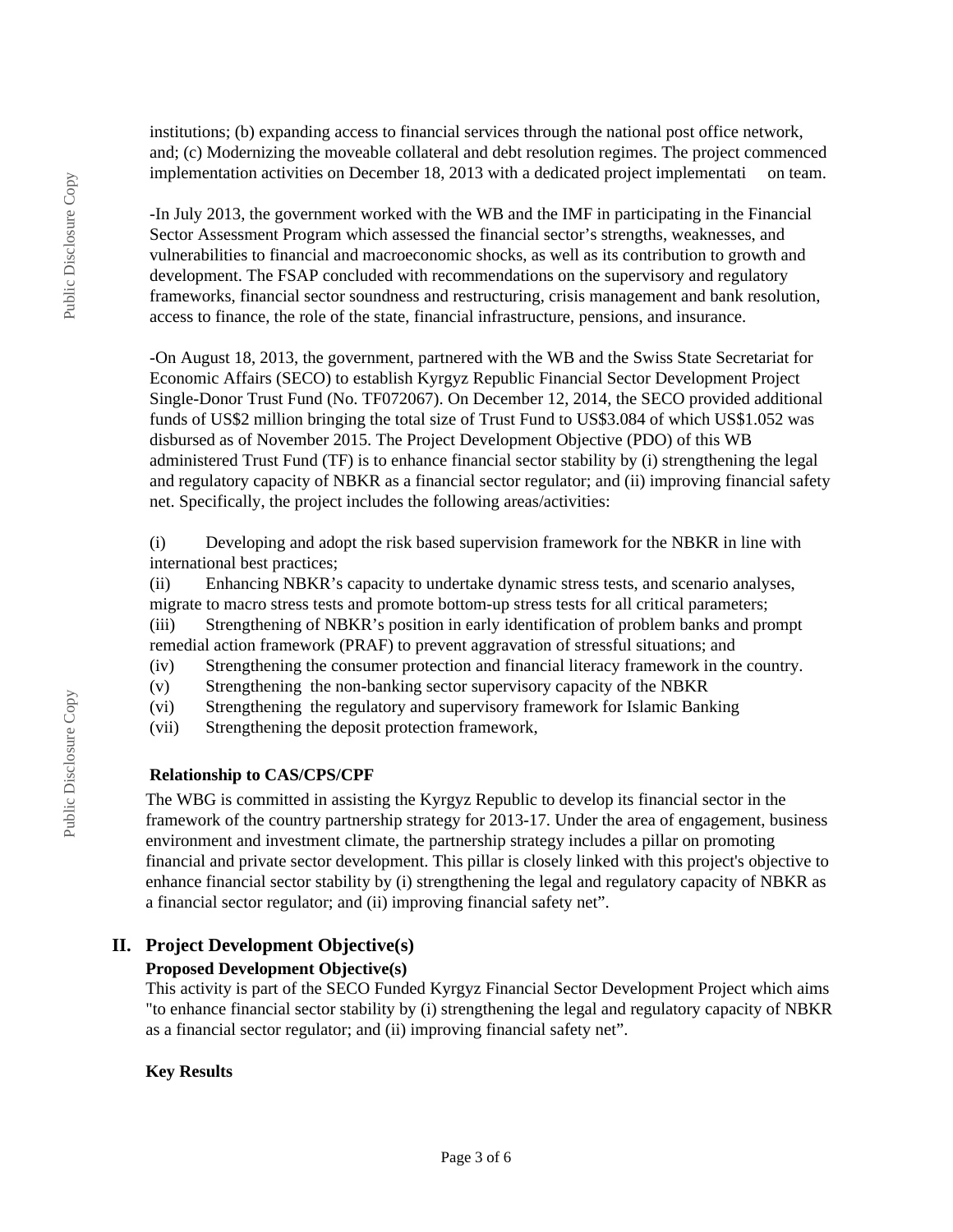institutions; (b) expanding access to financial services through the national post office network, and; (c) Modernizing the moveable collateral and debt resolution regimes. The project commenced implementation activities on December 18, 2013 with a dedicated project implementati on team.

-In July 2013, the government worked with the WB and the IMF in participating in the Financial Sector Assessment Program which assessed the financial sector's strengths, weaknesses, and vulnerabilities to financial and macroeconomic shocks, as well as its contribution to growth and development. The FSAP concluded with recommendations on the supervisory and regulatory frameworks, financial sector soundness and restructuring, crisis management and bank resolution, access to finance, the role of the state, financial infrastructure, pensions, and insurance.

-On August 18, 2013, the government, partnered with the WB and the Swiss State Secretariat for Economic Affairs (SECO) to establish Kyrgyz Republic Financial Sector Development Project Single-Donor Trust Fund (No. TF072067). On December 12, 2014, the SECO provided additional funds of US$2 million bringing the total size of Trust Fund to US$3.084 of which US$1.052 was disbursed as of November 2015. The Project Development Objective (PDO) of this WB administered Trust Fund (TF) is to enhance financial sector stability by (i) strengthening the legal and regulatory capacity of NBKR as a financial sector regulator; and (ii) improving financial safety net. Specifically, the project includes the following areas/activities:

(i) Developing and adopt the risk based supervision framework for the NBKR in line with international best practices;
(ii) Enhancing NBKR's capacity to undertake dynamic stress tests, and scenario analyses, migrate to macro stress tests and promote bottom-up stress tests for all critical parameters;
(iii) Strengthening of NBKR's position in early identification of problem banks and prompt remedial action framework (PRAF) to prevent aggravation of stressful situations; and
(iv) Strengthening the consumer protection and financial literacy framework in the country.
(v) Strengthening the non-banking sector supervisory capacity of the NBKR
(vi) Strengthening the regulatory and supervisory framework for Islamic Banking
(vii) Strengthening the deposit protection framework,

**Relationship to CAS/CPS/CPF**

The WBG is committed in assisting the Kyrgyz Republic to develop its financial sector in the framework of the country partnership strategy for 2013-17. Under the area of engagement, business environment and investment climate, the partnership strategy includes a pillar on promoting financial and private sector development. This pillar is closely linked with this project's objective to enhance financial sector stability by (i) strengthening the legal and regulatory capacity of NBKR as a financial sector regulator; and (ii) improving financial safety net".

## II. Project Development Objective(s)

**Proposed Development Objective(s)**

This activity is part of the SECO Funded Kyrgyz Financial Sector Development Project which aims "to enhance financial sector stability by (i) strengthening the legal and regulatory capacity of NBKR as a financial sector regulator; and (ii) improving financial safety net".

**Key Results**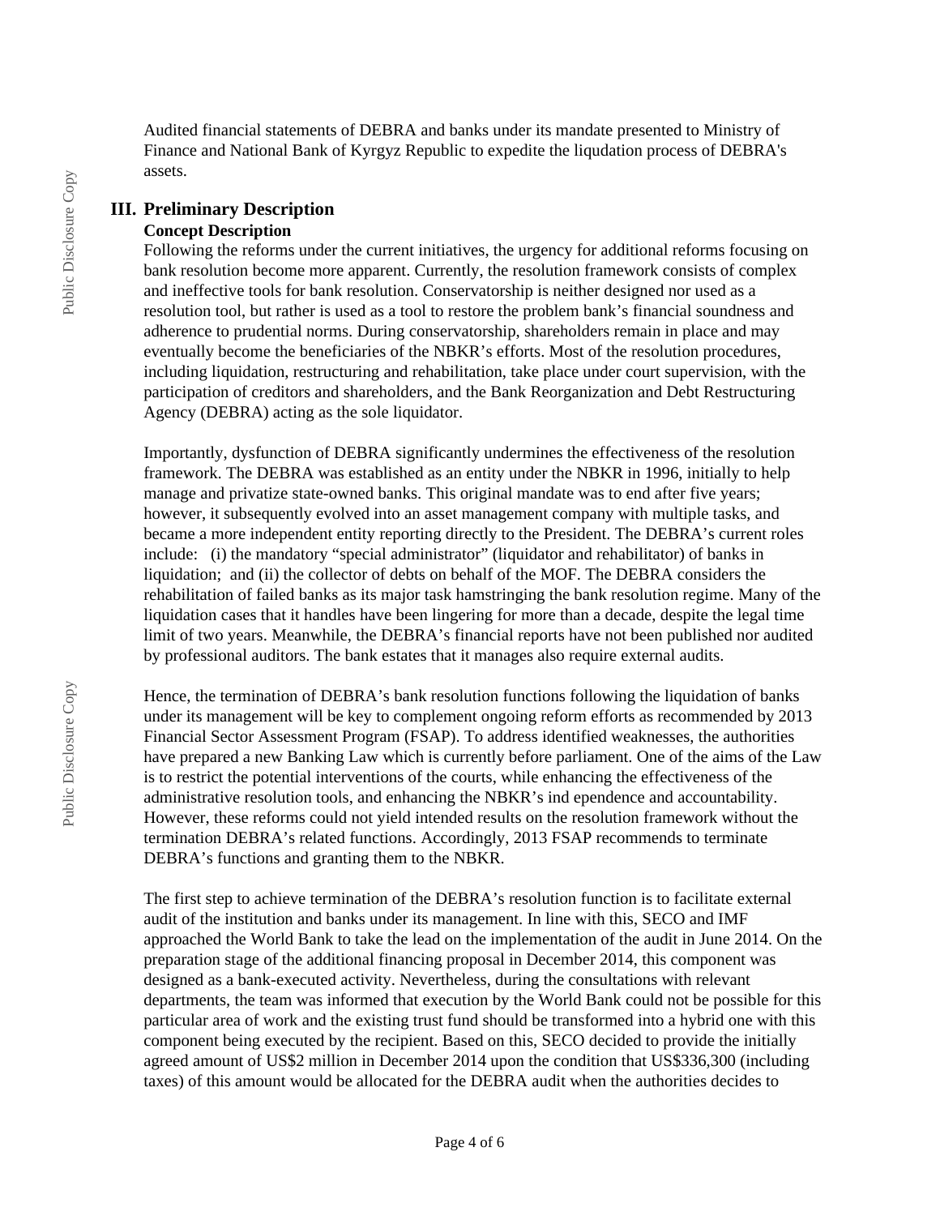Audited financial statements of DEBRA and banks under its mandate presented to Ministry of Finance and National Bank of Kyrgyz Republic to expedite the liqudation process of DEBRA's assets.

## III. Preliminary Description

### Concept Description

Following the reforms under the current initiatives, the urgency for additional reforms focusing on bank resolution become more apparent. Currently, the resolution framework consists of complex and ineffective tools for bank resolution. Conservatorship is neither designed nor used as a resolution tool, but rather is used as a tool to restore the problem bank's financial soundness and adherence to prudential norms. During conservatorship, shareholders remain in place and may eventually become the beneficiaries of the NBKR's efforts. Most of the resolution procedures, including liquidation, restructuring and rehabilitation, take place under court supervision, with the participation of creditors and shareholders, and the Bank Reorganization and Debt Restructuring Agency (DEBRA) acting as the sole liquidator.

Importantly, dysfunction of DEBRA significantly undermines the effectiveness of the resolution framework. The DEBRA was established as an entity under the NBKR in 1996, initially to help manage and privatize state-owned banks. This original mandate was to end after five years; however, it subsequently evolved into an asset management company with multiple tasks, and became a more independent entity reporting directly to the President. The DEBRA's current roles include: (i) the mandatory "special administrator" (liquidator and rehabilitator) of banks in liquidation; and (ii) the collector of debts on behalf of the MOF. The DEBRA considers the rehabilitation of failed banks as its major task hamstringing the bank resolution regime. Many of the liquidation cases that it handles have been lingering for more than a decade, despite the legal time limit of two years. Meanwhile, the DEBRA's financial reports have not been published nor audited by professional auditors. The bank estates that it manages also require external audits.

Hence, the termination of DEBRA's bank resolution functions following the liquidation of banks under its management will be key to complement ongoing reform efforts as recommended by 2013 Financial Sector Assessment Program (FSAP). To address identified weaknesses, the authorities have prepared a new Banking Law which is currently before parliament. One of the aims of the Law is to restrict the potential interventions of the courts, while enhancing the effectiveness of the administrative resolution tools, and enhancing the NBKR's ind ependence and accountability. However, these reforms could not yield intended results on the resolution framework without the termination DEBRA's related functions. Accordingly, 2013 FSAP recommends to terminate DEBRA's functions and granting them to the NBKR.

The first step to achieve termination of the DEBRA's resolution function is to facilitate external audit of the institution and banks under its management. In line with this, SECO and IMF approached the World Bank to take the lead on the implementation of the audit in June 2014. On the preparation stage of the additional financing proposal in December 2014, this component was designed as a bank-executed activity. Nevertheless, during the consultations with relevant departments, the team was informed that execution by the World Bank could not be possible for this particular area of work and the existing trust fund should be transformed into a hybrid one with this component being executed by the recipient. Based on this, SECO decided to provide the initially agreed amount of US$2 million in December 2014 upon the condition that US$336,300 (including taxes) of this amount would be allocated for the DEBRA audit when the authorities decides to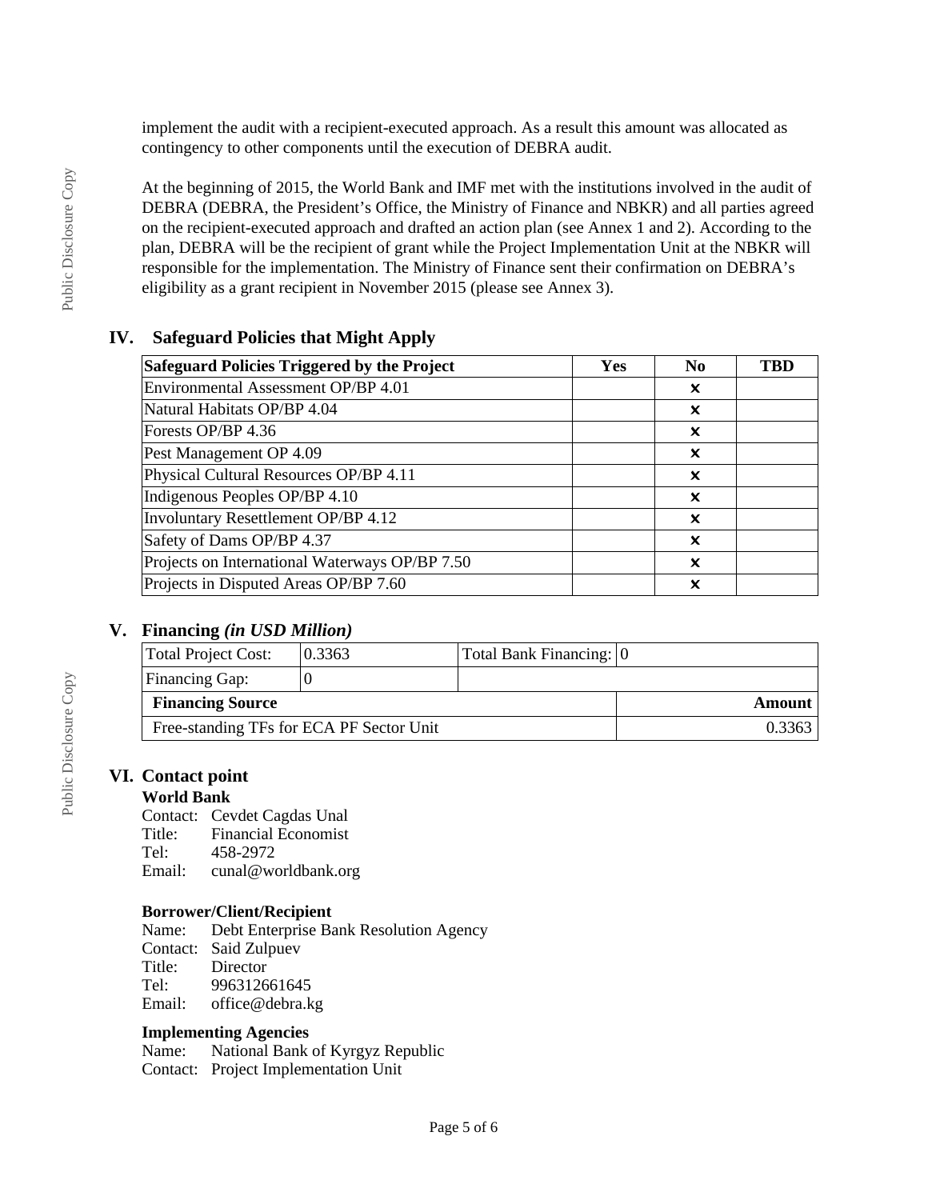implement the audit with a recipient-executed approach. As a result this amount was allocated as contingency to other components until the execution of DEBRA audit.

At the beginning of 2015, the World Bank and IMF met with the institutions involved in the audit of DEBRA (DEBRA, the President's Office, the Ministry of Finance and NBKR) and all parties agreed on the recipient-executed approach and drafted an action plan (see Annex 1 and 2). According to the plan, DEBRA will be the recipient of grant while the Project Implementation Unit at the NBKR will responsible for the implementation. The Ministry of Finance sent their confirmation on DEBRA's eligibility as a grant recipient in November 2015 (please see Annex 3).

## IV. Safeguard Policies that Might Apply

| Safeguard Policies Triggered by the Project | Yes | No | TBD |
|---|---|---|---|
| Environmental Assessment OP/BP 4.01 | | ✖ | |
| Natural Habitats OP/BP 4.04 | | ✖ | |
| Forests OP/BP 4.36 | | ✖ | |
| Pest Management OP 4.09 | | ✖ | |
| Physical Cultural Resources OP/BP 4.11 | | ✖ | |
| Indigenous Peoples OP/BP 4.10 | | ✖ | |
| Involuntary Resettlement OP/BP 4.12 | | ✖ | |
| Safety of Dams OP/BP 4.37 | | ✖ | |
| Projects on International Waterways OP/BP 7.50 | | ✖ | |
| Projects in Disputed Areas OP/BP 7.60 | | ✖ | |

## V. Financing *(in USD Million)*

| Total Project Cost: | 0.3363 | Total Bank Financing: | 0 |
|---|---|---|---|
| Financing Gap: | 0 | | |
| **Financing Source** | | | **Amount** |
| Free-standing TFs for ECA PF Sector Unit | | | 0.3363 |

## VI. Contact point

**World Bank**

Contact: Cevdet Cagdas Unal
Title: Financial Economist
Tel: 458-2972
Email: cunal@worldbank.org

**Borrower/Client/Recipient**

Name: Debt Enterprise Bank Resolution Agency
Contact: Said Zulpuev
Title: Director
Tel: 996312661645
Email: office@debra.kg

**Implementing Agencies**

Name: National Bank of Kyrgyz Republic
Contact: Project Implementation Unit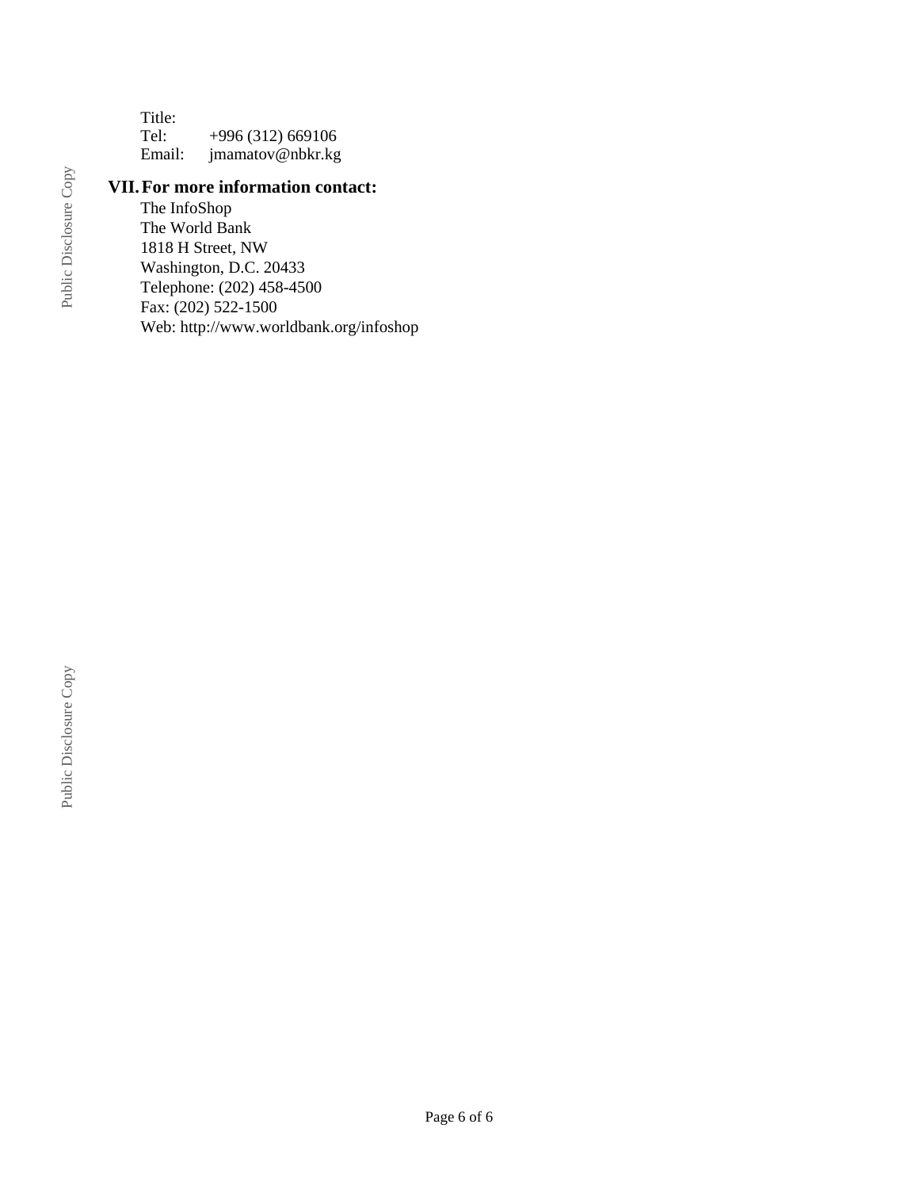Title:
Tel: +996 (312) 669106
Email: jmamatov@nbkr.kg

## VII. For more information contact:

The InfoShop
The World Bank
1818 H Street, NW
Washington, D.C. 20433
Telephone: (202) 458-4500
Fax: (202) 522-1500
Web: http://www.worldbank.org/infoshop